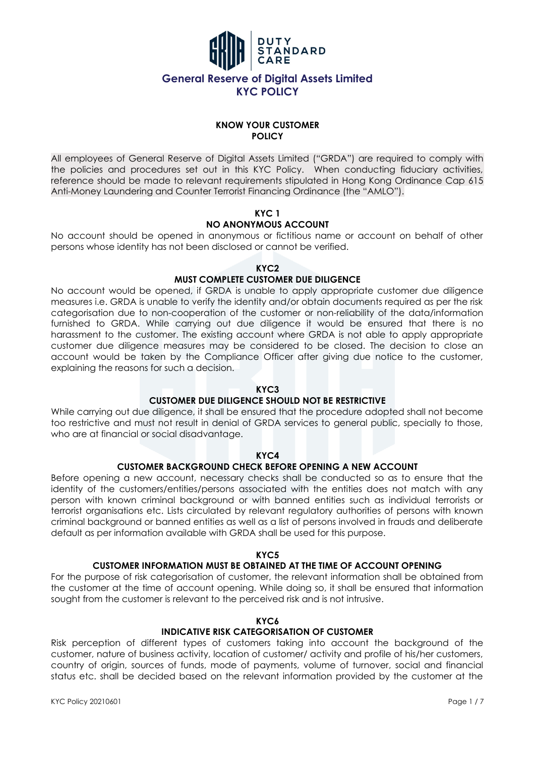**DUTY STANDARD CARE**

# General Reserve of Digital Assets Limited
# KYC POLICY

## KNOW YOUR CUSTOMER POLICY

All employees of General Reserve of Digital Assets Limited ("GRDA") are required to comply with the policies and procedures set out in this KYC Policy. When conducting fiduciary activities, reference should be made to relevant requirements stipulated in Hong Kong Ordinance Cap 615 Anti-Money Laundering and Counter Terrorist Financing Ordinance (the "AMLO").

### KYC 1
### NO ANONYMOUS ACCOUNT

No account should be opened in anonymous or fictitious name or account on behalf of other persons whose identity has not been disclosed or cannot be verified.

### KYC2
### MUST COMPLETE CUSTOMER DUE DILIGENCE

No account would be opened, if GRDA is unable to apply appropriate customer due diligence measures i.e. GRDA is unable to verify the identity and/or obtain documents required as per the risk categorisation due to non-cooperation of the customer or non-reliability of the data/information furnished to GRDA. While carrying out due diligence it would be ensured that there is no harassment to the customer. The existing account where GRDA is not able to apply appropriate customer due diligence measures may be considered to be closed. The decision to close an account would be taken by the Compliance Officer after giving due notice to the customer, explaining the reasons for such a decision.

### KYC3
### CUSTOMER DUE DILIGENCE SHOULD NOT BE RESTRICTIVE

While carrying out due diligence, it shall be ensured that the procedure adopted shall not become too restrictive and must not result in denial of GRDA services to general public, specially to those, who are at financial or social disadvantage.

### KYC4
### CUSTOMER BACKGROUND CHECK BEFORE OPENING A NEW ACCOUNT

Before opening a new account, necessary checks shall be conducted so as to ensure that the identity of the customers/entities/persons associated with the entities does not match with any person with known criminal background or with banned entities such as individual terrorists or terrorist organisations etc. Lists circulated by relevant regulatory authorities of persons with known criminal background or banned entities as well as a list of persons involved in frauds and deliberate default as per information available with GRDA shall be used for this purpose.

### KYC5
### CUSTOMER INFORMATION MUST BE OBTAINED AT THE TIME OF ACCOUNT OPENING

For the purpose of risk categorisation of customer, the relevant information shall be obtained from the customer at the time of account opening. While doing so, it shall be ensured that information sought from the customer is relevant to the perceived risk and is not intrusive.

### KYC6
### INDICATIVE RISK CATEGORISATION OF CUSTOMER

Risk perception of different types of customers taking into account the background of the customer, nature of business activity, location of customer/ activity and profile of his/her customers, country of origin, sources of funds, mode of payments, volume of turnover, social and financial status etc. shall be decided based on the relevant information provided by the customer at the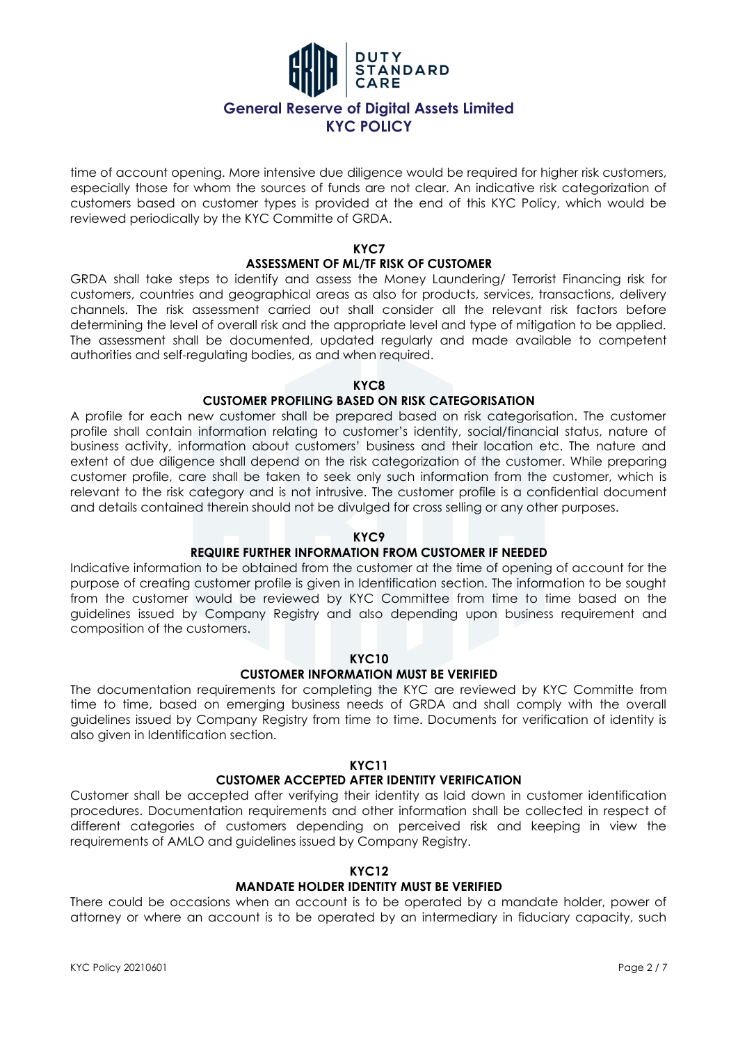time of account opening. More intensive due diligence would be required for higher risk customers, especially those for whom the sources of funds are not clear. An indicative risk categorization of customers based on customer types is provided at the end of this KYC Policy, which would be reviewed periodically by the KYC Committe of GRDA.

**KYC7**

**ASSESSMENT OF ML/TF RISK OF CUSTOMER**

GRDA shall take steps to identify and assess the Money Laundering/ Terrorist Financing risk for customers, countries and geographical areas as also for products, services, transactions, delivery channels. The risk assessment carried out shall consider all the relevant risk factors before determining the level of overall risk and the appropriate level and type of mitigation to be applied. The assessment shall be documented, updated regularly and made available to competent authorities and self-regulating bodies, as and when required.

**KYC8**

**CUSTOMER PROFILING BASED ON RISK CATEGORISATION**

A profile for each new customer shall be prepared based on risk categorisation. The customer profile shall contain information relating to customer's identity, social/financial status, nature of business activity, information about customers' business and their location etc. The nature and extent of due diligence shall depend on the risk categorization of the customer. While preparing customer profile, care shall be taken to seek only such information from the customer, which is relevant to the risk category and is not intrusive. The customer profile is a confidential document and details contained therein should not be divulged for cross selling or any other purposes.

**KYC9**

**REQUIRE FURTHER INFORMATION FROM CUSTOMER IF NEEDED**

Indicative information to be obtained from the customer at the time of opening of account for the purpose of creating customer profile is given in Identification section. The information to be sought from the customer would be reviewed by KYC Committee from time to time based on the guidelines issued by Company Registry and also depending upon business requirement and composition of the customers.

**KYC10**

**CUSTOMER INFORMATION MUST BE VERIFIED**

The documentation requirements for completing the KYC are reviewed by KYC Committe from time to time, based on emerging business needs of GRDA and shall comply with the overall guidelines issued by Company Registry from time to time. Documents for verification of identity is also given in Identification section.

**KYC11**

**CUSTOMER ACCEPTED AFTER IDENTITY VERIFICATION**

Customer shall be accepted after verifying their identity as laid down in customer identification procedures. Documentation requirements and other information shall be collected in respect of different categories of customers depending on perceived risk and keeping in view the requirements of AMLO and guidelines issued by Company Registry.

**KYC12**

**MANDATE HOLDER IDENTITY MUST BE VERIFIED**

There could be occasions when an account is to be operated by a mandate holder, power of attorney or where an account is to be operated by an intermediary in fiduciary capacity, such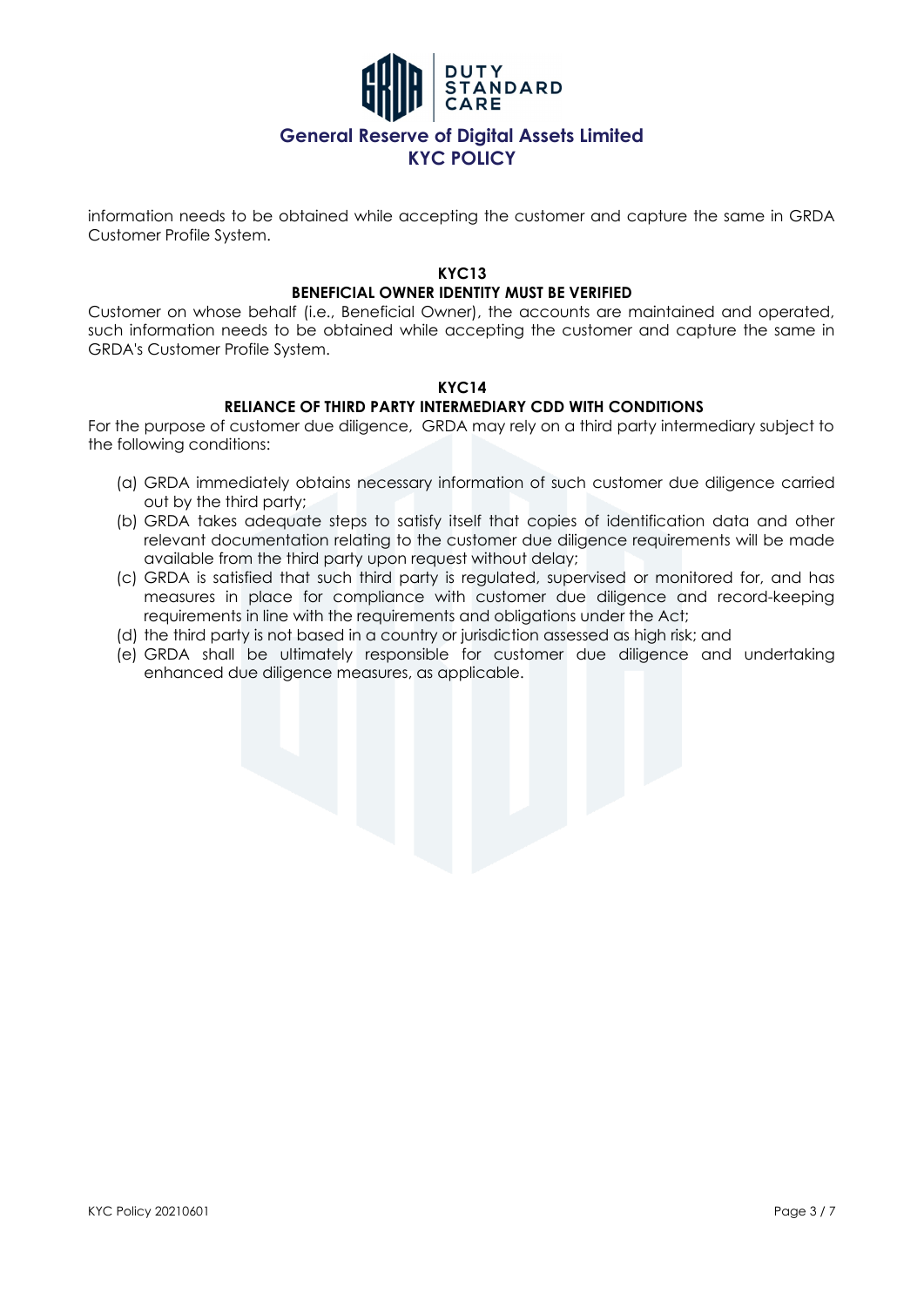information needs to be obtained while accepting the customer and capture the same in GRDA Customer Profile System.

### KYC13

### BENEFICIAL OWNER IDENTITY MUST BE VERIFIED

Customer on whose behalf (i.e., Beneficial Owner), the accounts are maintained and operated, such information needs to be obtained while accepting the customer and capture the same in GRDA's Customer Profile System.

### KYC14

### RELIANCE OF THIRD PARTY INTERMEDIARY CDD WITH CONDITIONS

For the purpose of customer due diligence, GRDA may rely on a third party intermediary subject to the following conditions:

(a) GRDA immediately obtains necessary information of such customer due diligence carried out by the third party;

(b) GRDA takes adequate steps to satisfy itself that copies of identification data and other relevant documentation relating to the customer due diligence requirements will be made available from the third party upon request without delay;

(c) GRDA is satisfied that such third party is regulated, supervised or monitored for, and has measures in place for compliance with customer due diligence and record-keeping requirements in line with the requirements and obligations under the Act;

(d) the third party is not based in a country or jurisdiction assessed as high risk; and

(e) GRDA shall be ultimately responsible for customer due diligence and undertaking enhanced due diligence measures, as applicable.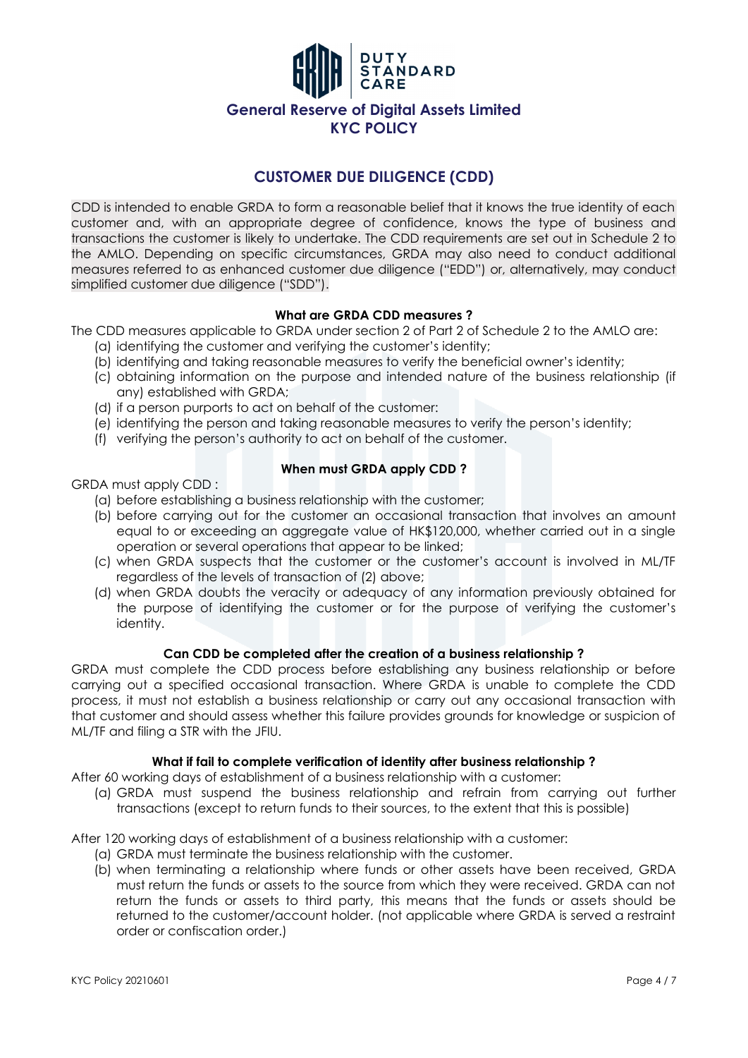# CUSTOMER DUE DILIGENCE (CDD)

CDD is intended to enable GRDA to form a reasonable belief that it knows the true identity of each customer and, with an appropriate degree of confidence, knows the type of business and transactions the customer is likely to undertake. The CDD requirements are set out in Schedule 2 to the AMLO. Depending on specific circumstances, GRDA may also need to conduct additional measures referred to as enhanced customer due diligence ("EDD") or, alternatively, may conduct simplified customer due diligence ("SDD").

**What are GRDA CDD measures ?**

The CDD measures applicable to GRDA under section 2 of Part 2 of Schedule 2 to the AMLO are:

(a) identifying the customer and verifying the customer's identity;
(b) identifying and taking reasonable measures to verify the beneficial owner's identity;
(c) obtaining information on the purpose and intended nature of the business relationship (if any) established with GRDA;
(d) if a person purports to act on behalf of the customer:
(e) identifying the person and taking reasonable measures to verify the person's identity;
(f) verifying the person's authority to act on behalf of the customer.

**When must GRDA apply CDD ?**

GRDA must apply CDD :

(a) before establishing a business relationship with the customer;
(b) before carrying out for the customer an occasional transaction that involves an amount equal to or exceeding an aggregate value of HK$120,000, whether carried out in a single operation or several operations that appear to be linked;
(c) when GRDA suspects that the customer or the customer's account is involved in ML/TF regardless of the levels of transaction of (2) above;
(d) when GRDA doubts the veracity or adequacy of any information previously obtained for the purpose of identifying the customer or for the purpose of verifying the customer's identity.

**Can CDD be completed after the creation of a business relationship ?**

GRDA must complete the CDD process before establishing any business relationship or before carrying out a specified occasional transaction. Where GRDA is unable to complete the CDD process, it must not establish a business relationship or carry out any occasional transaction with that customer and should assess whether this failure provides grounds for knowledge or suspicion of ML/TF and filing a STR with the JFIU.

**What if fail to complete verification of identity after business relationship ?**

After 60 working days of establishment of a business relationship with a customer:

(a) GRDA must suspend the business relationship and refrain from carrying out further transactions (except to return funds to their sources, to the extent that this is possible)

After 120 working days of establishment of a business relationship with a customer:

(a) GRDA must terminate the business relationship with the customer.
(b) when terminating a relationship where funds or other assets have been received, GRDA must return the funds or assets to the source from which they were received. GRDA can not return the funds or assets to third party, this means that the funds or assets should be returned to the customer/account holder. (not applicable where GRDA is served a restraint order or confiscation order.)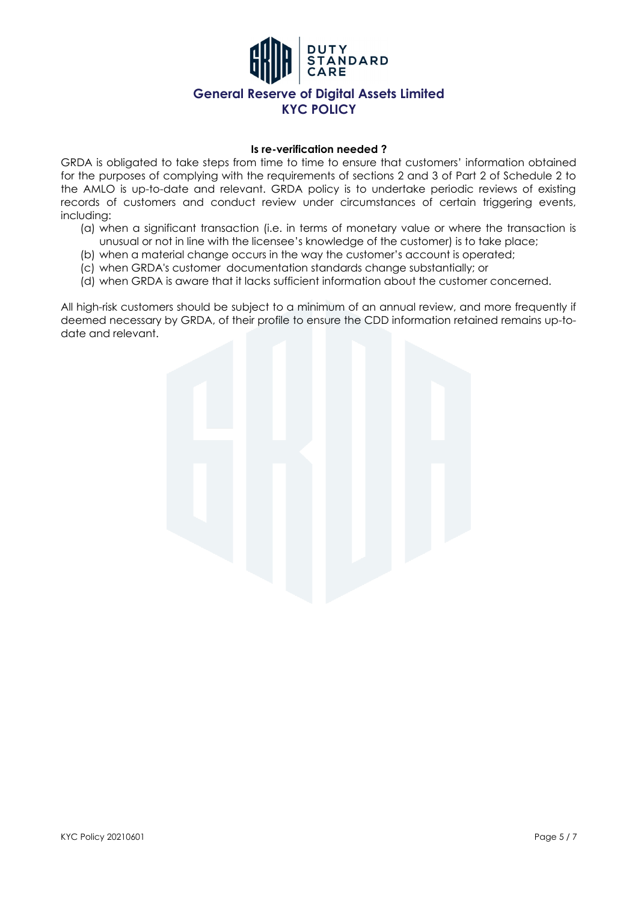**Is re-verification needed ?**

GRDA is obligated to take steps from time to time to ensure that customers' information obtained for the purposes of complying with the requirements of sections 2 and 3 of Part 2 of Schedule 2 to the AMLO is up-to-date and relevant. GRDA policy is to undertake periodic reviews of existing records of customers and conduct review under circumstances of certain triggering events, including:

(a) when a significant transaction (i.e. in terms of monetary value or where the transaction is unusual or not in line with the licensee's knowledge of the customer) is to take place;
(b) when a material change occurs in the way the customer's account is operated;
(c) when GRDA's customer documentation standards change substantially; or
(d) when GRDA is aware that it lacks sufficient information about the customer concerned.

All high-risk customers should be subject to a minimum of an annual review, and more frequently if deemed necessary by GRDA, of their profile to ensure the CDD information retained remains up-to-date and relevant.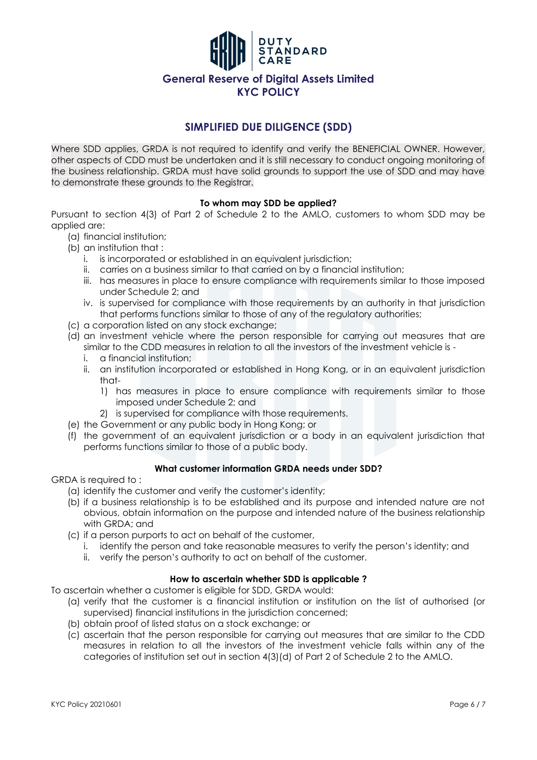## SIMPLIFIED DUE DILIGENCE (SDD)

Where SDD applies, GRDA is not required to identify and verify the BENEFICIAL OWNER. However, other aspects of CDD must be undertaken and it is still necessary to conduct ongoing monitoring of the business relationship. GRDA must have solid grounds to support the use of SDD and may have to demonstrate these grounds to the Registrar.

**To whom may SDD be applied?**

Pursuant to section 4(3) of Part 2 of Schedule 2 to the AMLO, customers to whom SDD may be applied are:

(a) financial institution;
(b) an institution that :
   i. is incorporated or established in an equivalent jurisdiction;
   ii. carries on a business similar to that carried on by a financial institution;
   iii. has measures in place to ensure compliance with requirements similar to those imposed under Schedule 2; and
   iv. is supervised for compliance with those requirements by an authority in that jurisdiction that performs functions similar to those of any of the regulatory authorities;
(c) a corporation listed on any stock exchange;
(d) an investment vehicle where the person responsible for carrying out measures that are similar to the CDD measures in relation to all the investors of the investment vehicle is -
   i. a financial institution;
   ii. an institution incorporated or established in Hong Kong, or in an equivalent jurisdiction that-
      1) has measures in place to ensure compliance with requirements similar to those imposed under Schedule 2; and
      2) is supervised for compliance with those requirements.
(e) the Government or any public body in Hong Kong; or
(f) the government of an equivalent jurisdiction or a body in an equivalent jurisdiction that performs functions similar to those of a public body.

**What customer information GRDA needs under SDD?**

GRDA is required to :

(a) identify the customer and verify the customer's identity;
(b) if a business relationship is to be established and its purpose and intended nature are not obvious, obtain information on the purpose and intended nature of the business relationship with GRDA; and
(c) if a person purports to act on behalf of the customer,
   i. identify the person and take reasonable measures to verify the person's identity; and
   ii. verify the person's authority to act on behalf of the customer.

**How to ascertain whether SDD is applicable ?**

To ascertain whether a customer is eligible for SDD, GRDA would:

(a) verify that the customer is a financial institution or institution on the list of authorised (or supervised) financial institutions in the jurisdiction concerned;
(b) obtain proof of listed status on a stock exchange; or
(c) ascertain that the person responsible for carrying out measures that are similar to the CDD measures in relation to all the investors of the investment vehicle falls within any of the categories of institution set out in section 4(3)(d) of Part 2 of Schedule 2 to the AMLO.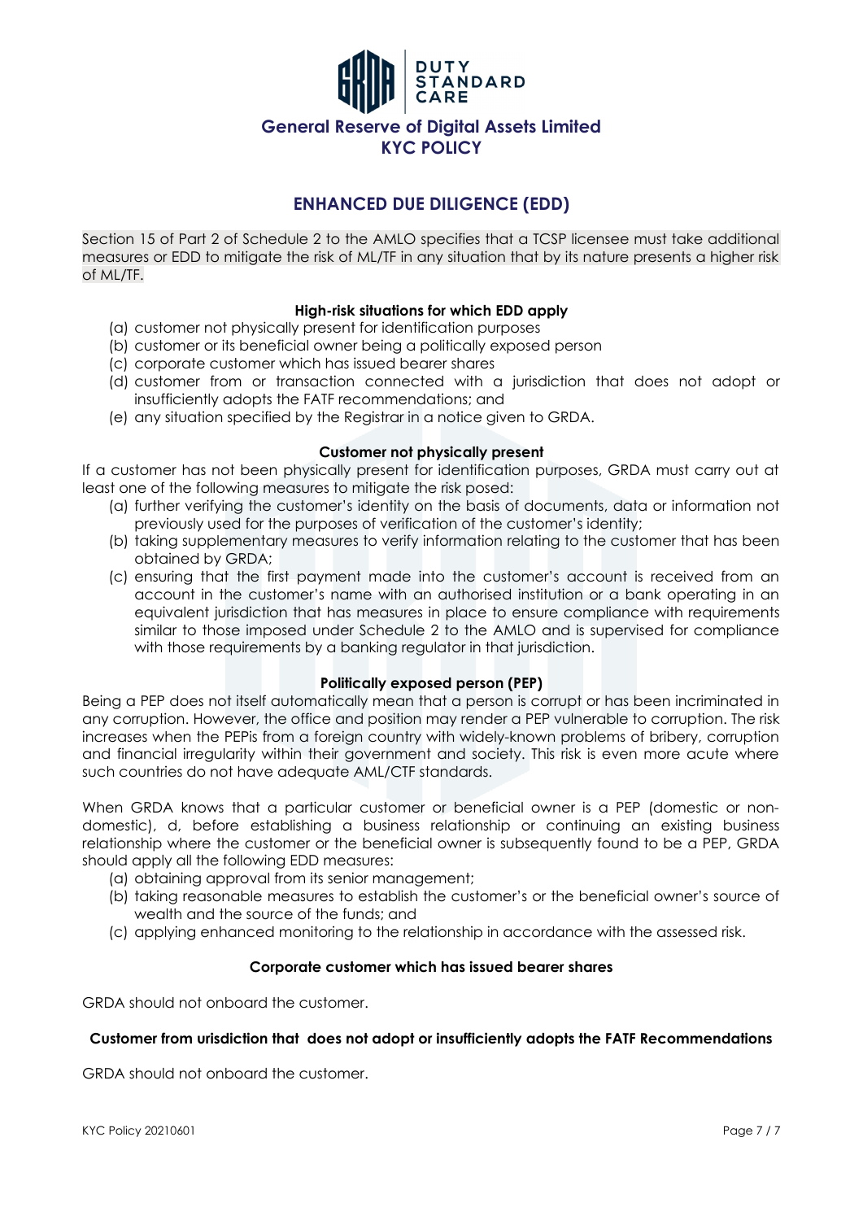## ENHANCED DUE DILIGENCE (EDD)

Section 15 of Part 2 of Schedule 2 to the AMLO specifies that a TCSP licensee must take additional measures or EDD to mitigate the risk of ML/TF in any situation that by its nature presents a higher risk of ML/TF.

**High-risk situations for which EDD apply**

(a) customer not physically present for identification purposes
(b) customer or its beneficial owner being a politically exposed person
(c) corporate customer which has issued bearer shares
(d) customer from or transaction connected with a jurisdiction that does not adopt or insufficiently adopts the FATF recommendations; and
(e) any situation specified by the Registrar in a notice given to GRDA.

**Customer not physically present**

If a customer has not been physically present for identification purposes, GRDA must carry out at least one of the following measures to mitigate the risk posed:

(a) further verifying the customer's identity on the basis of documents, data or information not previously used for the purposes of verification of the customer's identity;
(b) taking supplementary measures to verify information relating to the customer that has been obtained by GRDA;
(c) ensuring that the first payment made into the customer's account is received from an account in the customer's name with an authorised institution or a bank operating in an equivalent jurisdiction that has measures in place to ensure compliance with requirements similar to those imposed under Schedule 2 to the AMLO and is supervised for compliance with those requirements by a banking regulator in that jurisdiction.

**Politically exposed person (PEP)**

Being a PEP does not itself automatically mean that a person is corrupt or has been incriminated in any corruption. However, the office and position may render a PEP vulnerable to corruption. The risk increases when the PEPis from a foreign country with widely-known problems of bribery, corruption and financial irregularity within their government and society. This risk is even more acute where such countries do not have adequate AML/CTF standards.

When GRDA knows that a particular customer or beneficial owner is a PEP (domestic or non-domestic), d, before establishing a business relationship or continuing an existing business relationship where the customer or the beneficial owner is subsequently found to be a PEP, GRDA should apply all the following EDD measures:

(a) obtaining approval from its senior management;
(b) taking reasonable measures to establish the customer's or the beneficial owner's source of wealth and the source of the funds; and
(c) applying enhanced monitoring to the relationship in accordance with the assessed risk.

**Corporate customer which has issued bearer shares**

GRDA should not onboard the customer.

**Customer from urisdiction that does not adopt or insufficiently adopts the FATF Recommendations**

GRDA should not onboard the customer.